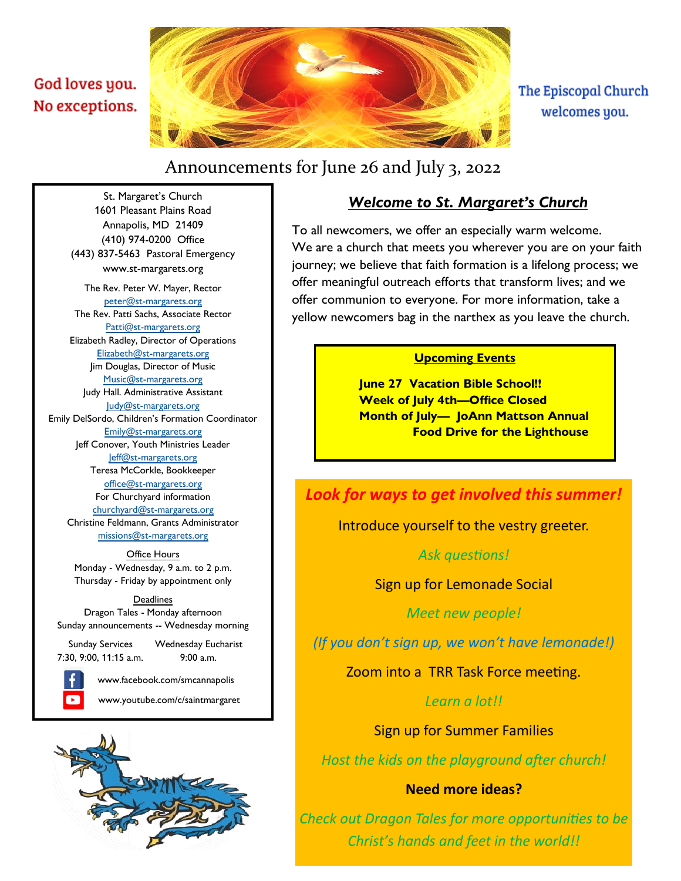God loves you.
No exceptions.

The Episcopal Church
welcomes you.

# Announcements for June 26 and July 3, 2022

St. Margaret's Church
1601 Pleasant Plains Road
Annapolis, MD 21409
(410) 974-0200 Office
(443) 837-5463 Pastoral Emergency
www.st-margarets.org

The Rev. Peter W. Mayer, Rector
peter@st-margarets.org
The Rev. Patti Sachs, Associate Rector
Patti@st-margarets.org
Elizabeth Radley, Director of Operations
Elizabeth@st-margarets.org
Jim Douglas, Director of Music
Music@st-margarets.org
Judy Hall. Administrative Assistant
Judy@st-margarets.org
Emily DelSordo, Children's Formation Coordinator
Emily@st-margarets.org
Jeff Conover, Youth Ministries Leader
Jeff@st-margarets.org
Teresa McCorkle, Bookkeeper
office@st-margarets.org
For Churchyard information
churchyard@st-margarets.org
Christine Feldmann, Grants Administrator
missions@st-margarets.org

Office Hours
Monday - Wednesday, 9 a.m. to 2 p.m.
Thursday - Friday by appointment only

Deadlines
Dragon Tales - Monday afternoon
Sunday announcements -- Wednesday morning

Sunday Services: 7:30, 9:00, 11:15 a.m.
Wednesday Eucharist: 9:00 a.m.

www.facebook.com/smcannapolis
www.youtube.com/c/saintmargaret

## *Welcome to St. Margaret's Church*

To all newcomers, we offer an especially warm welcome. We are a church that meets you wherever you are on your faith journey; we believe that faith formation is a lifelong process; we offer meaningful outreach efforts that transform lives; and we offer communion to everyone. For more information, take a yellow newcomers bag in the narthex as you leave the church.

**Upcoming Events**

**June 27 Vacation Bible School!!**
**Week of July 4th—Office Closed**
**Month of July— JoAnn Mattson Annual Food Drive for the Lighthouse**

## *Look for ways to get involved this summer!*

Introduce yourself to the vestry greeter.

*Ask questions!*

Sign up for Lemonade Social

*Meet new people!*

*(If you don't sign up, we won't have lemonade!)*

Zoom into a TRR Task Force meeting.

*Learn a lot!!*

Sign up for Summer Families

*Host the kids on the playground after church!*

**Need more ideas?**

*Check out Dragon Tales for more opportunities to be Christ's hands and feet in the world!!*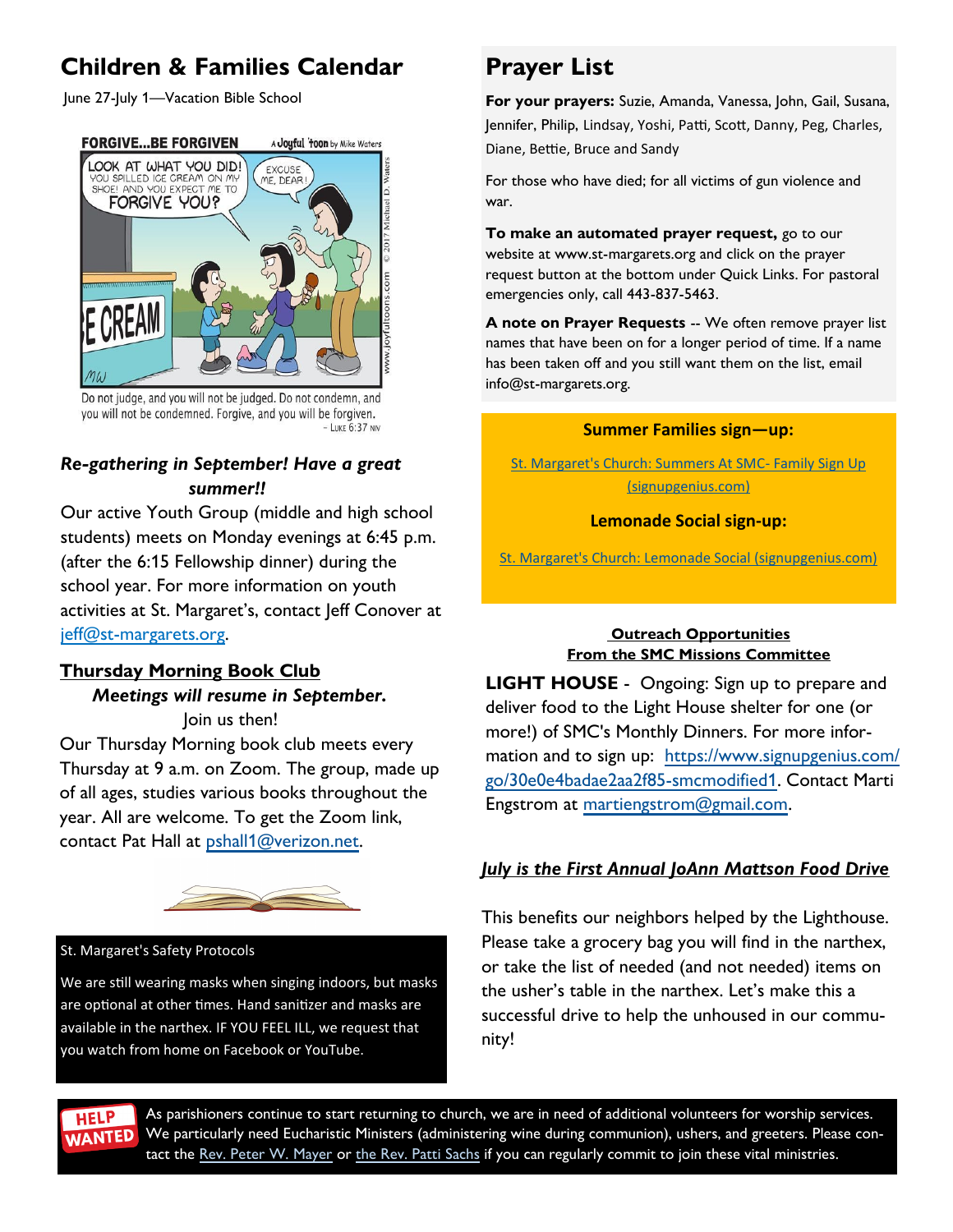# Children & Families Calendar

June 27-July 1—Vacation Bible School

Do not judge, and you will not be judged. Do not condemn, and you will not be condemned. Forgive, and you will be forgiven.
– Luke 6:37 NIV

### *Re-gathering in September! Have a great summer!!*

Our active Youth Group (middle and high school students) meets on Monday evenings at 6:45 p.m. (after the 6:15 Fellowship dinner) during the school year. For more information on youth activities at St. Margaret's, contact Jeff Conover at jeff@st-margarets.org.

### Thursday Morning Book Club

***Meetings will resume in September.***

Join us then!

Our Thursday Morning book club meets every Thursday at 9 a.m. on Zoom. The group, made up of all ages, studies various books throughout the year. All are welcome. To get the Zoom link, contact Pat Hall at pshall1@verizon.net.

**St. Margaret's Safety Protocols**

We are still wearing masks when singing indoors, but masks are optional at other times. Hand sanitizer and masks are available in the narthex. IF YOU FEEL ILL, we request that you watch from home on Facebook or YouTube.

# Prayer List

**For your prayers:** Suzie, Amanda, Vanessa, John, Gail, Susana, Jennifer, Philip, Lindsay, Yoshi, Patti, Scott, Danny, Peg, Charles, Diane, Bettie, Bruce and Sandy

For those who have died; for all victims of gun violence and war.

**To make an automated prayer request,** go to our website at www.st-margarets.org and click on the prayer request button at the bottom under Quick Links. For pastoral emergencies only, call 443-837-5463.

**A note on Prayer Requests** -- We often remove prayer list names that have been on for a longer period of time. If a name has been taken off and you still want them on the list, email info@st-margarets.org.

**Summer Families sign—up:**

St. Margaret's Church: Summers At SMC- Family Sign Up (signupgenius.com)

**Lemonade Social sign-up:**

St. Margaret's Church: Lemonade Social (signupgenius.com)

**Outreach Opportunities**
**From the SMC Missions Committee**

**LIGHT HOUSE** - Ongoing: Sign up to prepare and deliver food to the Light House shelter for one (or more!) of SMC's Monthly Dinners. For more information and to sign up: https://www.signupgenius.com/go/30e0e4badae2aa2f85-smcmodified1. Contact Marti Engstrom at martiengstrom@gmail.com.

### *July is the First Annual JoAnn Mattson Food Drive*

This benefits our neighbors helped by the Lighthouse. Please take a grocery bag you will find in the narthex, or take the list of needed (and not needed) items on the usher's table in the narthex. Let's make this a successful drive to help the unhoused in our community!

**HELP WANTED** As parishioners continue to start returning to church, we are in need of additional volunteers for worship services. We particularly need Eucharistic Ministers (administering wine during communion), ushers, and greeters. Please contact the Rev. Peter W. Mayer or the Rev. Patti Sachs if you can regularly commit to join these vital ministries.